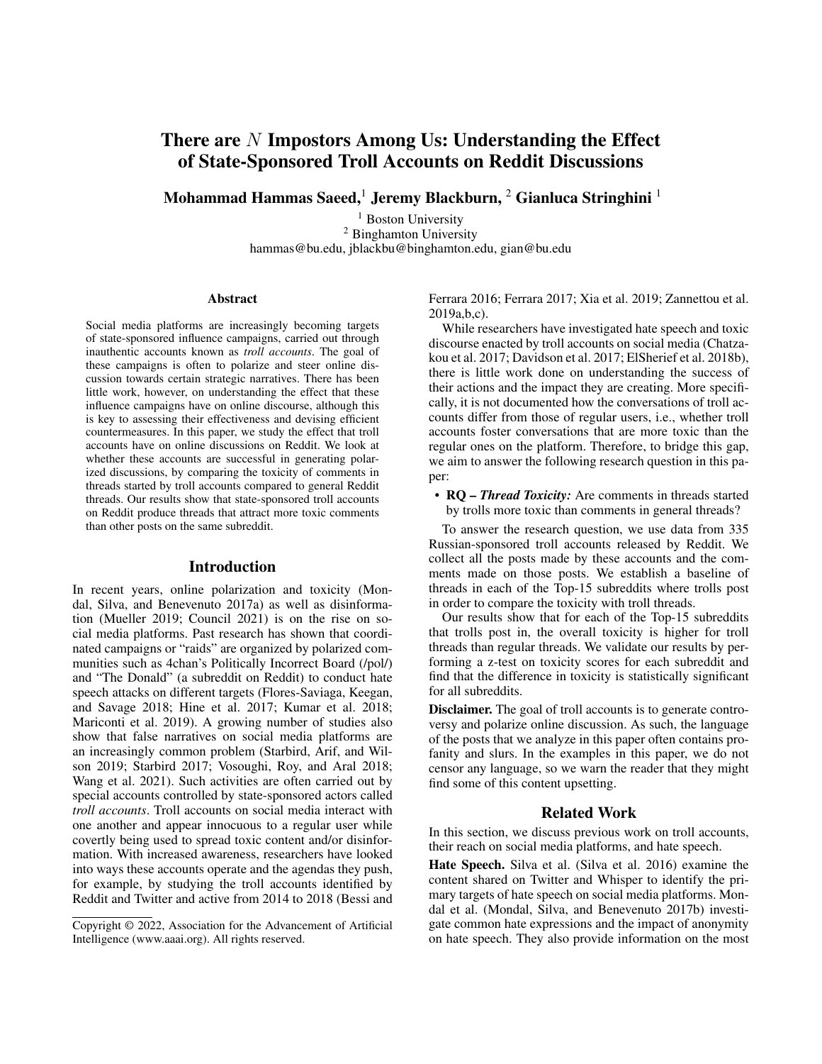# There are $N$ Impostors Among Us: Understanding the Effect of State-Sponsored Troll Accounts on Reddit Discussions

**Mohammad Hammas Saeed,**[1] **Jeremy Blackburn,**[2] **Gianluca Stringhini**[1]

[1] Boston University
[2] Binghamton University
hammas@bu.edu, jblackbu@binghamton.edu, gian@bu.edu

## Abstract

Social media platforms are increasingly becoming targets of state-sponsored influence campaigns, carried out through inauthentic accounts known as *troll accounts*. The goal of these campaigns is often to polarize and steer online discussion towards certain strategic narratives. There has been little work, however, on understanding the effect that these influence campaigns have on online discourse, although this is key to assessing their effectiveness and devising efficient countermeasures. In this paper, we study the effect that troll accounts have on online discussions on Reddit. We look at whether these accounts are successful in generating polarized discussions, by comparing the toxicity of comments in threads started by troll accounts compared to general Reddit threads. Our results show that state-sponsored troll accounts on Reddit produce threads that attract more toxic comments than other posts on the same subreddit.

## Introduction

In recent years, online polarization and toxicity (Mondal, Silva, and Benevenuto 2017a) as well as disinformation (Mueller 2019; Council 2021) is on the rise on social media platforms. Past research has shown that coordinated campaigns or "raids" are organized by polarized communities such as 4chan's Politically Incorrect Board (/pol/) and "The Donald" (a subreddit on Reddit) to conduct hate speech attacks on different targets (Flores-Saviaga, Keegan, and Savage 2018; Hine et al. 2017; Kumar et al. 2018; Mariconti et al. 2019). A growing number of studies also show that false narratives on social media platforms are an increasingly common problem (Starbird, Arif, and Wilson 2019; Starbird 2017; Vosoughi, Roy, and Aral 2018; Wang et al. 2021). Such activities are often carried out by special accounts controlled by state-sponsored actors called *troll accounts*. Troll accounts on social media interact with one another and appear innocuous to a regular user while covertly being used to spread toxic content and/or disinformation. With increased awareness, researchers have looked into ways these accounts operate and the agendas they push, for example, by studying the troll accounts identified by Reddit and Twitter and active from 2014 to 2018 (Bessi and Ferrara 2016; Ferrara 2017; Xia et al. 2019; Zannettou et al. 2019a,b,c).

While researchers have investigated hate speech and toxic discourse enacted by troll accounts on social media (Chatzakou et al. 2017; Davidson et al. 2017; ElSherief et al. 2018b), there is little work done on understanding the success of their actions and the impact they are creating. More specifically, it is not documented how the conversations of troll accounts differ from those of regular users, i.e., whether troll accounts foster conversations that are more toxic than the regular ones on the platform. Therefore, to bridge this gap, we aim to answer the following research question in this paper:

- **RQ –** ***Thread Toxicity:*** Are comments in threads started by trolls more toxic than comments in general threads?

To answer the research question, we use data from 335 Russian-sponsored troll accounts released by Reddit. We collect all the posts made by these accounts and the comments made on those posts. We establish a baseline of threads in each of the Top-15 subreddits where trolls post in order to compare the toxicity with troll threads.

Our results show that for each of the Top-15 subreddits that trolls post in, the overall toxicity is higher for troll threads than regular threads. We validate our results by performing a z-test on toxicity scores for each subreddit and find that the difference in toxicity is statistically significant for all subreddits.

**Disclaimer.** The goal of troll accounts is to generate controversy and polarize online discussion. As such, the language of the posts that we analyze in this paper often contains profanity and slurs. In the examples in this paper, we do not censor any language, so we warn the reader that they might find some of this content upsetting.

## Related Work

In this section, we discuss previous work on troll accounts, their reach on social media platforms, and hate speech.

**Hate Speech.** Silva et al. (Silva et al. 2016) examine the content shared on Twitter and Whisper to identify the primary targets of hate speech on social media platforms. Mondal et al. (Mondal, Silva, and Benevenuto 2017b) investigate common hate expressions and the impact of anonymity on hate speech. They also provide information on the most

Copyright © 2022, Association for the Advancement of Artificial Intelligence (www.aaai.org). All rights reserved.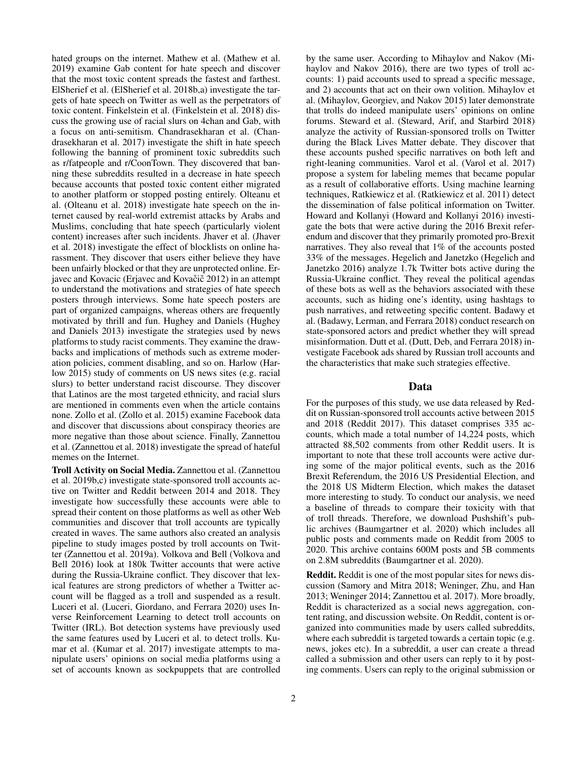hated groups on the internet. Mathew et al. (Mathew et al. 2019) examine Gab content for hate speech and discover that the most toxic content spreads the fastest and farthest. ElSherief et al. (ElSherief et al. 2018b,a) investigate the targets of hate speech on Twitter as well as the perpetrators of toxic content. Finkelstein et al. (Finkelstein et al. 2018) discuss the growing use of racial slurs on 4chan and Gab, with a focus on anti-semitism. Chandrasekharan et al. (Chandrasekharan et al. 2017) investigate the shift in hate speech following the banning of prominent toxic subreddits such as r/fatpeople and r/CoonTown. They discovered that banning these subreddits resulted in a decrease in hate speech because accounts that posted toxic content either migrated to another platform or stopped posting entirely. Olteanu et al. (Olteanu et al. 2018) investigate hate speech on the internet caused by real-world extremist attacks by Arabs and Muslims, concluding that hate speech (particularly violent content) increases after such incidents. Jhaver et al. (Jhaver et al. 2018) investigate the effect of blocklists on online harassment. They discover that users either believe they have been unfairly blocked or that they are unprotected online. Erjavec and Kovacic (Erjavec and Kovačič 2012) in an attempt to understand the motivations and strategies of hate speech posters through interviews. Some hate speech posters are part of organized campaigns, whereas others are frequently motivated by thrill and fun. Hughey and Daniels (Hughey and Daniels 2013) investigate the strategies used by news platforms to study racist comments. They examine the drawbacks and implications of methods such as extreme moderation policies, comment disabling, and so on. Harlow (Harlow 2015) study of comments on US news sites (e.g. racial slurs) to better understand racist discourse. They discover that Latinos are the most targeted ethnicity, and racial slurs are mentioned in comments even when the article contains none. Zollo et al. (Zollo et al. 2015) examine Facebook data and discover that discussions about conspiracy theories are more negative than those about science. Finally, Zannettou et al. (Zannettou et al. 2018) investigate the spread of hateful memes on the Internet.

**Troll Activity on Social Media.** Zannettou et al. (Zannettou et al. 2019b,c) investigate state-sponsored troll accounts active on Twitter and Reddit between 2014 and 2018. They investigate how successfully these accounts were able to spread their content on those platforms as well as other Web communities and discover that troll accounts are typically created in waves. The same authors also created an analysis pipeline to study images posted by troll accounts on Twitter (Zannettou et al. 2019a). Volkova and Bell (Volkova and Bell 2016) look at 180k Twitter accounts that were active during the Russia-Ukraine conflict. They discover that lexical features are strong predictors of whether a Twitter account will be flagged as a troll and suspended as a result. Luceri et al. (Luceri, Giordano, and Ferrara 2020) uses Inverse Reinforcement Learning to detect troll accounts on Twitter (IRL). Bot detection systems have previously used the same features used by Luceri et al. to detect trolls. Kumar et al. (Kumar et al. 2017) investigate attempts to manipulate users' opinions on social media platforms using a set of accounts known as sockpuppets that are controlled by the same user. According to Mihaylov and Nakov (Mihaylov and Nakov 2016), there are two types of troll accounts: 1) paid accounts used to spread a specific message, and 2) accounts that act on their own volition. Mihaylov et al. (Mihaylov, Georgiev, and Nakov 2015) later demonstrate that trolls do indeed manipulate users' opinions on online forums. Steward et al. (Steward, Arif, and Starbird 2018) analyze the activity of Russian-sponsored trolls on Twitter during the Black Lives Matter debate. They discover that these accounts pushed specific narratives on both left and right-leaning communities. Varol et al. (Varol et al. 2017) propose a system for labeling memes that became popular as a result of collaborative efforts. Using machine learning techniques, Ratkiewicz et al. (Ratkiewicz et al. 2011) detect the dissemination of false political information on Twitter. Howard and Kollanyi (Howard and Kollanyi 2016) investigate the bots that were active during the 2016 Brexit referendum and discover that they primarily promoted pro-Brexit narratives. They also reveal that 1% of the accounts posted 33% of the messages. Hegelich and Janetzko (Hegelich and Janetzko 2016) analyze 1.7k Twitter bots active during the Russia-Ukraine conflict. They reveal the political agendas of these bots as well as the behaviors associated with these accounts, such as hiding one's identity, using hashtags to push narratives, and retweeting specific content. Badawy et al. (Badawy, Lerman, and Ferrara 2018) conduct research on state-sponsored actors and predict whether they will spread misinformation. Dutt et al. (Dutt, Deb, and Ferrara 2018) investigate Facebook ads shared by Russian troll accounts and the characteristics that make such strategies effective.

## Data

For the purposes of this study, we use data released by Reddit on Russian-sponsored troll accounts active between 2015 and 2018 (Reddit 2017). This dataset comprises 335 accounts, which made a total number of 14,224 posts, which attracted 88,502 comments from other Reddit users. It is important to note that these troll accounts were active during some of the major political events, such as the 2016 Brexit Referendum, the 2016 US Presidential Election, and the 2018 US Midterm Election, which makes the dataset more interesting to study. To conduct our analysis, we need a baseline of threads to compare their toxicity with that of troll threads. Therefore, we download Pushshift's public archives (Baumgartner et al. 2020) which includes all public posts and comments made on Reddit from 2005 to 2020. This archive contains 600M posts and 5B comments on 2.8M subreddits (Baumgartner et al. 2020).

**Reddit.** Reddit is one of the most popular sites for news discussion (Samory and Mitra 2018; Weninger, Zhu, and Han 2013; Weninger 2014; Zannettou et al. 2017). More broadly, Reddit is characterized as a social news aggregation, content rating, and discussion website. On Reddit, content is organized into communities made by users called subreddits, where each subreddit is targeted towards a certain topic (e.g. news, jokes etc). In a subreddit, a user can create a thread called a submission and other users can reply to it by posting comments. Users can reply to the original submission or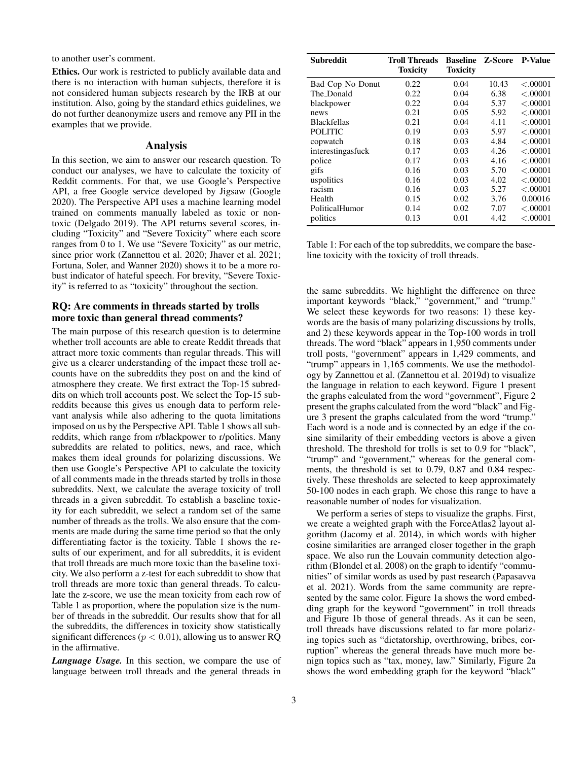to another user's comment.

**Ethics.** Our work is restricted to publicly available data and there is no interaction with human subjects, therefore it is not considered human subjects research by the IRB at our institution. Also, going by the standard ethics guidelines, we do not further deanonymize users and remove any PII in the examples that we provide.

## Analysis

In this section, we aim to answer our research question. To conduct our analyses, we have to calculate the toxicity of Reddit comments. For that, we use Google's Perspective API, a free Google service developed by Jigsaw (Google 2020). The Perspective API uses a machine learning model trained on comments manually labeled as toxic or non-toxic (Delgado 2019). The API returns several scores, including "Toxicity" and "Severe Toxicity" where each score ranges from 0 to 1. We use "Severe Toxicity" as our metric, since prior work (Zannettou et al. 2020; Jhaver et al. 2021; Fortuna, Soler, and Wanner 2020) shows it to be a more robust indicator of hateful speech. For brevity, "Severe Toxicity" is referred to as "toxicity" throughout the section.

### RQ: Are comments in threads started by trolls more toxic than general thread comments?

The main purpose of this research question is to determine whether troll accounts are able to create Reddit threads that attract more toxic comments than regular threads. This will give us a clearer understanding of the impact these troll accounts have on the subreddits they post on and the kind of atmosphere they create. We first extract the Top-15 subreddits on which troll accounts post. We select the Top-15 subreddits because this gives us enough data to perform relevant analysis while also adhering to the quota limitations imposed on us by the Perspective API. Table 1 shows all subreddits, which range from r/blackpower to r/politics. Many subreddits are related to politics, news, and race, which makes them ideal grounds for polarizing discussions. We then use Google's Perspective API to calculate the toxicity of all comments made in the threads started by trolls in those subreddits. Next, we calculate the average toxicity of troll threads in a given subreddit. To establish a baseline toxicity for each subreddit, we select a random set of the same number of threads as the trolls. We also ensure that the comments are made during the same time period so that the only differentiating factor is the toxicity. Table 1 shows the results of our experiment, and for all subreddits, it is evident that troll threads are much more toxic than the baseline toxicity. We also perform a z-test for each subreddit to show that troll threads are more toxic than general threads. To calculate the z-score, we use the mean toxicity from each row of Table 1 as proportion, where the population size is the number of threads in the subreddit. Our results show that for all the subreddits, the differences in toxicity show statistically significant differences ($p < 0.01$), allowing us to answer RQ in the affirmative.

| Subreddit | Troll Threads Toxicity | Baseline Toxicity | Z-Score | P-Value |
|---|---|---|---|---|
| Bad_Cop_No_Donut | 0.22 | 0.04 | 10.43 | <.00001 |
| The_Donald | 0.22 | 0.04 | 6.38 | <.00001 |
| blackpower | 0.22 | 0.04 | 5.37 | <.00001 |
| news | 0.21 | 0.05 | 5.92 | <.00001 |
| Blackfellas | 0.21 | 0.04 | 4.11 | <.00001 |
| POLITIC | 0.19 | 0.03 | 5.97 | <.00001 |
| copwatch | 0.18 | 0.03 | 4.84 | <.00001 |
| interestingasfuck | 0.17 | 0.03 | 4.26 | <.00001 |
| police | 0.17 | 0.03 | 4.16 | <.00001 |
| gifs | 0.16 | 0.03 | 5.70 | <.00001 |
| uspolitics | 0.16 | 0.03 | 4.02 | <.00001 |
| racism | 0.16 | 0.03 | 5.27 | <.00001 |
| Health | 0.15 | 0.02 | 3.76 | 0.00016 |
| PoliticalHumor | 0.14 | 0.02 | 7.07 | <.00001 |
| politics | 0.13 | 0.01 | 4.42 | <.00001 |

Table 1: For each of the top subreddits, we compare the baseline toxicity with the toxicity of troll threads.

***Language Usage.*** In this section, we compare the use of language between troll threads and the general threads in the same subreddits. We highlight the difference on three important keywords "black," "government," and "trump." We select these keywords for two reasons: 1) these keywords are the basis of many polarizing discussions by trolls, and 2) these keywords appear in the Top-100 words in troll threads. The word "black" appears in 1,950 comments under troll posts, "government" appears in 1,429 comments, and "trump" appears in 1,165 comments. We use the methodology by Zannettou et al. (Zannettou et al. 2019d) to visualize the language in relation to each keyword. Figure 1 present the graphs calculated from the word "government", Figure 2 present the graphs calculated from the word "black" and Figure 3 present the graphs calculated from the word "trump." Each word is a node and is connected by an edge if the cosine similarity of their embedding vectors is above a given threshold. The threshold for trolls is set to 0.9 for "black", "trump" and "government," whereas for the general comments, the threshold is set to 0.79, 0.87 and 0.84 respectively. These thresholds are selected to keep approximately 50-100 nodes in each graph. We chose this range to have a reasonable number of nodes for visualization.

We perform a series of steps to visualize the graphs. First, we create a weighted graph with the ForceAtlas2 layout algorithm (Jacomy et al. 2014), in which words with higher cosine similarities are arranged closer together in the graph space. We also run the Louvain community detection algorithm (Blondel et al. 2008) on the graph to identify "communities" of similar words as used by past research (Papasavva et al. 2021). Words from the same community are represented by the same color. Figure 1a shows the word embedding graph for the keyword "government" in troll threads and Figure 1b those of general threads. As it can be seen, troll threads have discussions related to far more polarizing topics such as "dictatorship, overthrowing, bribes, corruption" whereas the general threads have much more benign topics such as "tax, money, law." Similarly, Figure 2a shows the word embedding graph for the keyword "black"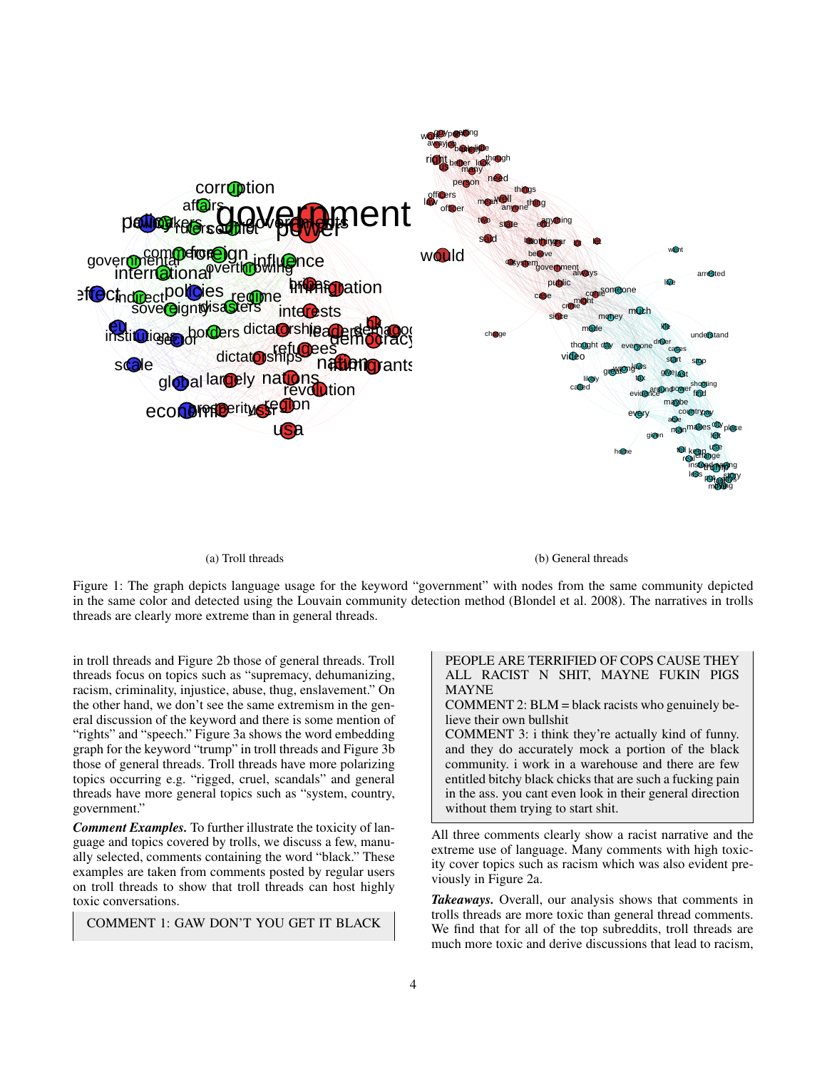(a) Troll threads

(b) General threads

Figure 1: The graph depicts language usage for the keyword "government" with nodes from the same community depicted in the same color and detected using the Louvain community detection method (Blondel et al. 2008). The narratives in trolls threads are clearly more extreme than in general threads.

in troll threads and Figure 2b those of general threads. Troll threads focus on topics such as "supremacy, dehumanizing, racism, criminality, injustice, abuse, thug, enslavement." On the other hand, we don't see the same extremism in the general discussion of the keyword and there is some mention of "rights" and "speech." Figure 3a shows the word embedding graph for the keyword "trump" in troll threads and Figure 3b those of general threads. Troll threads have more polarizing topics occurring e.g. "rigged, cruel, scandals" and general threads have more general topics such as "system, country, government."

***Comment Examples.*** To further illustrate the toxicity of language and topics covered by trolls, we discuss a few, manually selected, comments containing the word "black." These examples are taken from comments posted by regular users on troll threads to show that troll threads can host highly toxic conversations.

> COMMENT 1: GAW DON'T YOU GET IT BLACK PEOPLE ARE TERRIFIED OF COPS CAUSE THEY ALL RACIST N SHIT, MAYNE FUKIN PIGS MAYNE
>
> COMMENT 2: BLM = black racists who genuinely believe their own bullshit
>
> COMMENT 3: i think they're actually kind of funny. and they do accurately mock a portion of the black community. i work in a warehouse and there are few entitled bitchy black chicks that are such a fucking pain in the ass. you cant even look in their general direction without them trying to start shit.

All three comments clearly show a racist narrative and the extreme use of language. Many comments with high toxicity cover topics such as racism which was also evident previously in Figure 2a.

***Takeaways.*** Overall, our analysis shows that comments in trolls threads are more toxic than general thread comments. We find that for all of the top subreddits, troll threads are much more toxic and derive discussions that lead to racism,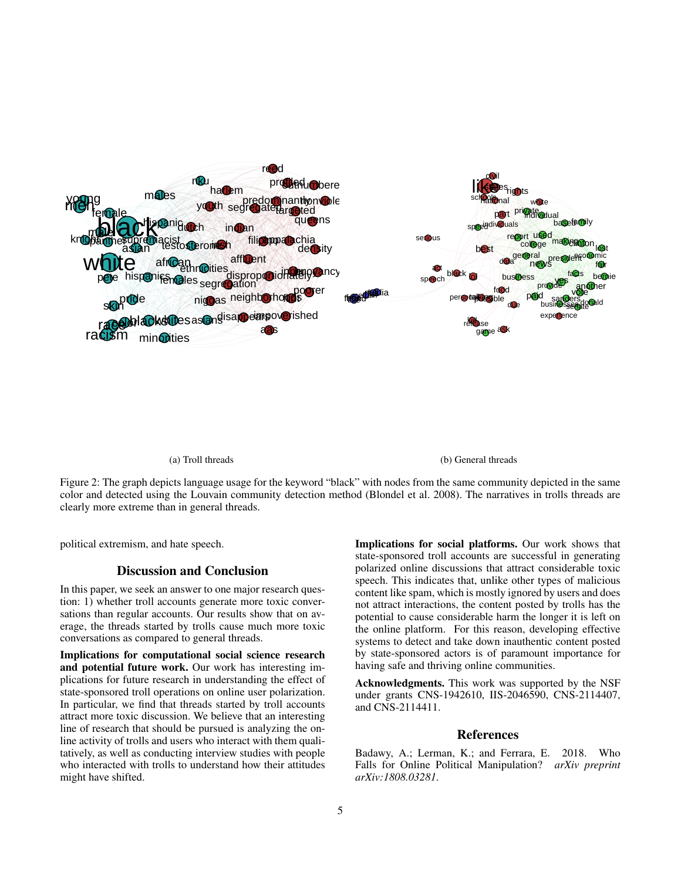(a) Troll threads

(b) General threads

Figure 2: The graph depicts language usage for the keyword "black" with nodes from the same community depicted in the same color and detected using the Louvain community detection method (Blondel et al. 2008). The narratives in trolls threads are clearly more extreme than in general threads.

political extremism, and hate speech.

## Discussion and Conclusion

In this paper, we seek an answer to one major research question: 1) whether troll accounts generate more toxic conversations than regular accounts. Our results show that on average, the threads started by trolls cause much more toxic conversations as compared to general threads.

**Implications for computational social science research and potential future work.** Our work has interesting implications for future research in understanding the effect of state-sponsored troll operations on online user polarization. In particular, we find that threads started by troll accounts attract more toxic discussion. We believe that an interesting line of research that should be pursued is analyzing the online activity of trolls and users who interact with them qualitatively, as well as conducting interview studies with people who interacted with trolls to understand how their attitudes might have shifted.

**Implications for social platforms.** Our work shows that state-sponsored troll accounts are successful in generating polarized online discussions that attract considerable toxic speech. This indicates that, unlike other types of malicious content like spam, which is mostly ignored by users and does not attract interactions, the content posted by trolls has the potential to cause considerable harm the longer it is left on the online platform. For this reason, developing effective systems to detect and take down inauthentic content posted by state-sponsored actors is of paramount importance for having safe and thriving online communities.

**Acknowledgments.** This work was supported by the NSF under grants CNS-1942610, IIS-2046590, CNS-2114407, and CNS-2114411.

## References

Badawy, A.; Lerman, K.; and Ferrara, E. 2018. Who Falls for Online Political Manipulation? *arXiv preprint arXiv:1808.03281*.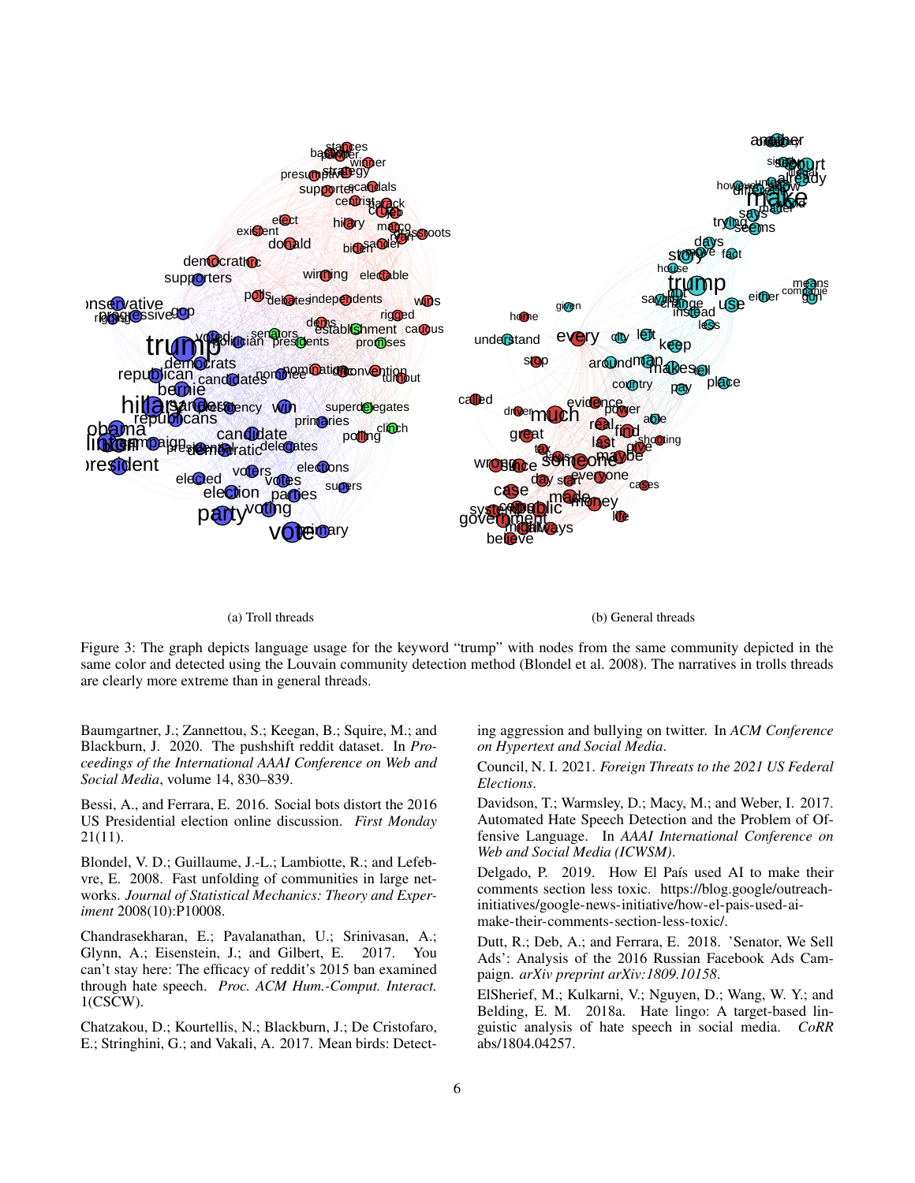(a) Troll threads

(b) General threads

Figure 3: The graph depicts language usage for the keyword "trump" with nodes from the same community depicted in the same color and detected using the Louvain community detection method (Blondel et al. 2008). The narratives in trolls threads are clearly more extreme than in general threads.

Baumgartner, J.; Zannettou, S.; Keegan, B.; Squire, M.; and Blackburn, J. 2020. The pushshift reddit dataset. In *Proceedings of the International AAAI Conference on Web and Social Media*, volume 14, 830–839.

Bessi, A., and Ferrara, E. 2016. Social bots distort the 2016 US Presidential election online discussion. *First Monday* 21(11).

Blondel, V. D.; Guillaume, J.-L.; Lambiotte, R.; and Lefebvre, E. 2008. Fast unfolding of communities in large networks. *Journal of Statistical Mechanics: Theory and Experiment* 2008(10):P10008.

Chandrasekharan, E.; Pavalanathan, U.; Srinivasan, A.; Glynn, A.; Eisenstein, J.; and Gilbert, E. 2017. You can't stay here: The efficacy of reddit's 2015 ban examined through hate speech. *Proc. ACM Hum.-Comput. Interact.* 1(CSCW).

Chatzakou, D.; Kourtellis, N.; Blackburn, J.; De Cristofaro, E.; Stringhini, G.; and Vakali, A. 2017. Mean birds: Detecting aggression and bullying on twitter. In *ACM Conference on Hypertext and Social Media*.

Council, N. I. 2021. *Foreign Threats to the 2021 US Federal Elections*.

Davidson, T.; Warmsley, D.; Macy, M.; and Weber, I. 2017. Automated Hate Speech Detection and the Problem of Offensive Language. In *AAAI International Conference on Web and Social Media (ICWSM)*.

Delgado, P. 2019. How El País used AI to make their comments section less toxic. https://blog.google/outreach-initiatives/google-news-initiative/how-el-pais-used-ai-make-their-comments-section-less-toxic/.

Dutt, R.; Deb, A.; and Ferrara, E. 2018. 'Senator, We Sell Ads': Analysis of the 2016 Russian Facebook Ads Campaign. *arXiv preprint arXiv:1809.10158*.

ElSherief, M.; Kulkarni, V.; Nguyen, D.; Wang, W. Y.; and Belding, E. M. 2018a. Hate lingo: A target-based linguistic analysis of hate speech in social media. *CoRR* abs/1804.04257.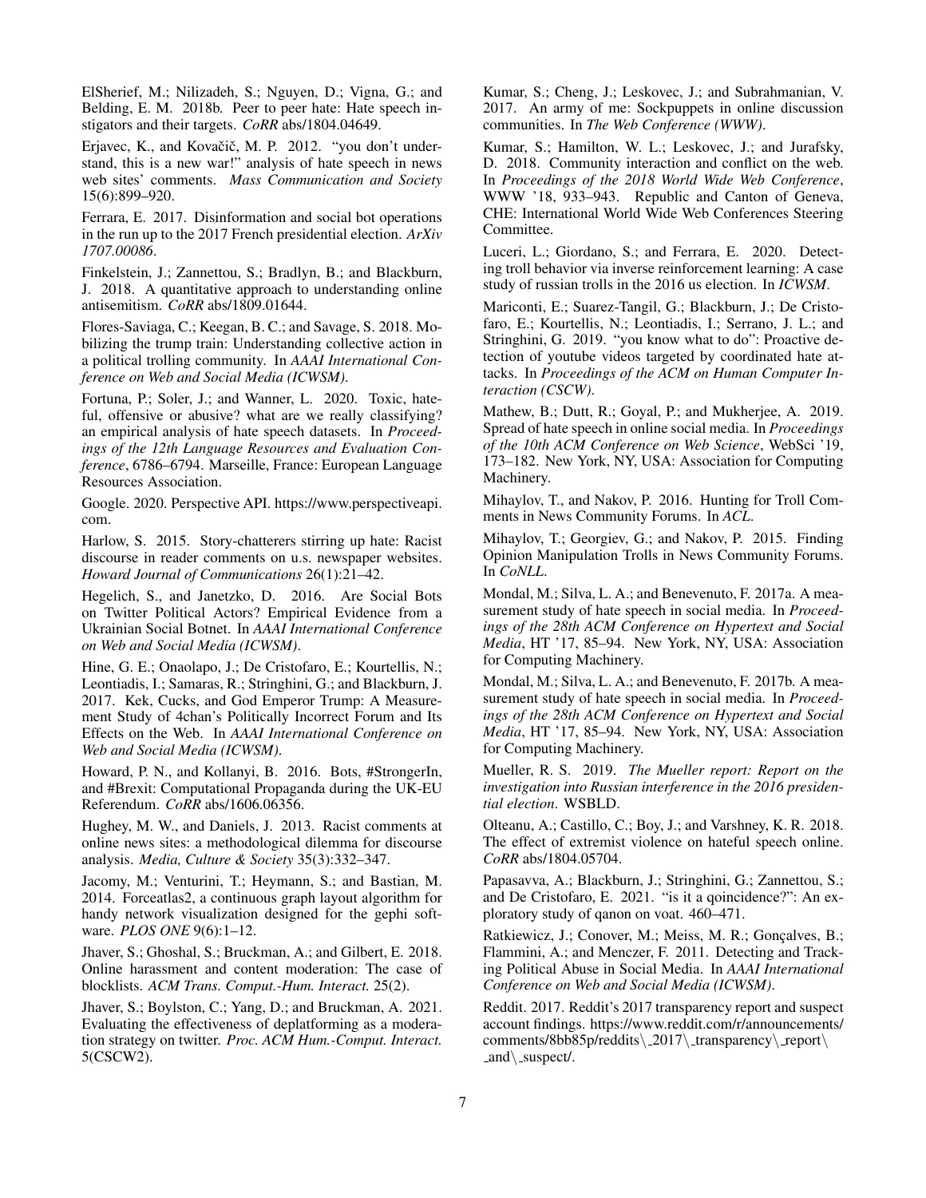ElSherief, M.; Nilizadeh, S.; Nguyen, D.; Vigna, G.; and Belding, E. M. 2018b. Peer to peer hate: Hate speech instigators and their targets. *CoRR* abs/1804.04649.

Erjavec, K., and Kovačič, M. P. 2012. "you don't understand, this is a new war!" analysis of hate speech in news web sites' comments. *Mass Communication and Society* 15(6):899–920.

Ferrara, E. 2017. Disinformation and social bot operations in the run up to the 2017 French presidential election. *ArXiv 1707.00086*.

Finkelstein, J.; Zannettou, S.; Bradlyn, B.; and Blackburn, J. 2018. A quantitative approach to understanding online antisemitism. *CoRR* abs/1809.01644.

Flores-Saviaga, C.; Keegan, B. C.; and Savage, S. 2018. Mobilizing the trump train: Understanding collective action in a political trolling community. In *AAAI International Conference on Web and Social Media (ICWSM)*.

Fortuna, P.; Soler, J.; and Wanner, L. 2020. Toxic, hateful, offensive or abusive? what are we really classifying? an empirical analysis of hate speech datasets. In *Proceedings of the 12th Language Resources and Evaluation Conference*, 6786–6794. Marseille, France: European Language Resources Association.

Google. 2020. Perspective API. https://www.perspectiveapi.com.

Harlow, S. 2015. Story-chatterers stirring up hate: Racist discourse in reader comments on u.s. newspaper websites. *Howard Journal of Communications* 26(1):21–42.

Hegelich, S., and Janetzko, D. 2016. Are Social Bots on Twitter Political Actors? Empirical Evidence from a Ukrainian Social Botnet. In *AAAI International Conference on Web and Social Media (ICWSM)*.

Hine, G. E.; Onaolapo, J.; De Cristofaro, E.; Kourtellis, N.; Leontiadis, I.; Samaras, R.; Stringhini, G.; and Blackburn, J. 2017. Kek, Cucks, and God Emperor Trump: A Measurement Study of 4chan's Politically Incorrect Forum and Its Effects on the Web. In *AAAI International Conference on Web and Social Media (ICWSM)*.

Howard, P. N., and Kollanyi, B. 2016. Bots, #StrongerIn, and #Brexit: Computational Propaganda during the UK-EU Referendum. *CoRR* abs/1606.06356.

Hughey, M. W., and Daniels, J. 2013. Racist comments at online news sites: a methodological dilemma for discourse analysis. *Media, Culture & Society* 35(3):332–347.

Jacomy, M.; Venturini, T.; Heymann, S.; and Bastian, M. 2014. Forceatlas2, a continuous graph layout algorithm for handy network visualization designed for the gephi software. *PLOS ONE* 9(6):1–12.

Jhaver, S.; Ghoshal, S.; Bruckman, A.; and Gilbert, E. 2018. Online harassment and content moderation: The case of blocklists. *ACM Trans. Comput.-Hum. Interact.* 25(2).

Jhaver, S.; Boylston, C.; Yang, D.; and Bruckman, A. 2021. Evaluating the effectiveness of deplatforming as a moderation strategy on twitter. *Proc. ACM Hum.-Comput. Interact.* 5(CSCW2).

Kumar, S.; Cheng, J.; Leskovec, J.; and Subrahmanian, V. 2017. An army of me: Sockpuppets in online discussion communities. In *The Web Conference (WWW)*.

Kumar, S.; Hamilton, W. L.; Leskovec, J.; and Jurafsky, D. 2018. Community interaction and conflict on the web. In *Proceedings of the 2018 World Wide Web Conference*, WWW '18, 933–943. Republic and Canton of Geneva, CHE: International World Wide Web Conferences Steering Committee.

Luceri, L.; Giordano, S.; and Ferrara, E. 2020. Detecting troll behavior via inverse reinforcement learning: A case study of russian trolls in the 2016 us election. In *ICWSM*.

Mariconti, E.; Suarez-Tangil, G.; Blackburn, J.; De Cristofaro, E.; Kourtellis, N.; Leontiadis, I.; Serrano, J. L.; and Stringhini, G. 2019. "you know what to do": Proactive detection of youtube videos targeted by coordinated hate attacks. In *Proceedings of the ACM on Human Computer Interaction (CSCW)*.

Mathew, B.; Dutt, R.; Goyal, P.; and Mukherjee, A. 2019. Spread of hate speech in online social media. In *Proceedings of the 10th ACM Conference on Web Science*, WebSci '19, 173–182. New York, NY, USA: Association for Computing Machinery.

Mihaylov, T., and Nakov, P. 2016. Hunting for Troll Comments in News Community Forums. In *ACL*.

Mihaylov, T.; Georgiev, G.; and Nakov, P. 2015. Finding Opinion Manipulation Trolls in News Community Forums. In *CoNLL*.

Mondal, M.; Silva, L. A.; and Benevenuto, F. 2017a. A measurement study of hate speech in social media. In *Proceedings of the 28th ACM Conference on Hypertext and Social Media*, HT '17, 85–94. New York, NY, USA: Association for Computing Machinery.

Mondal, M.; Silva, L. A.; and Benevenuto, F. 2017b. A measurement study of hate speech in social media. In *Proceedings of the 28th ACM Conference on Hypertext and Social Media*, HT '17, 85–94. New York, NY, USA: Association for Computing Machinery.

Mueller, R. S. 2019. *The Mueller report: Report on the investigation into Russian interference in the 2016 presidential election*. WSBLD.

Olteanu, A.; Castillo, C.; Boy, J.; and Varshney, K. R. 2018. The effect of extremist violence on hateful speech online. *CoRR* abs/1804.05704.

Papasavva, A.; Blackburn, J.; Stringhini, G.; Zannettou, S.; and De Cristofaro, E. 2021. "is it a qoincidence?": An exploratory study of qanon on voat. 460–471.

Ratkiewicz, J.; Conover, M.; Meiss, M. R.; Gonçalves, B.; Flammini, A.; and Menczer, F. 2011. Detecting and Tracking Political Abuse in Social Media. In *AAAI International Conference on Web and Social Media (ICWSM)*.

Reddit. 2017. Reddit's 2017 transparency report and suspect account findings. https://www.reddit.com/r/announcements/comments/8bb85p/reddits\_2017\_transparency\_report\_and\_suspect/.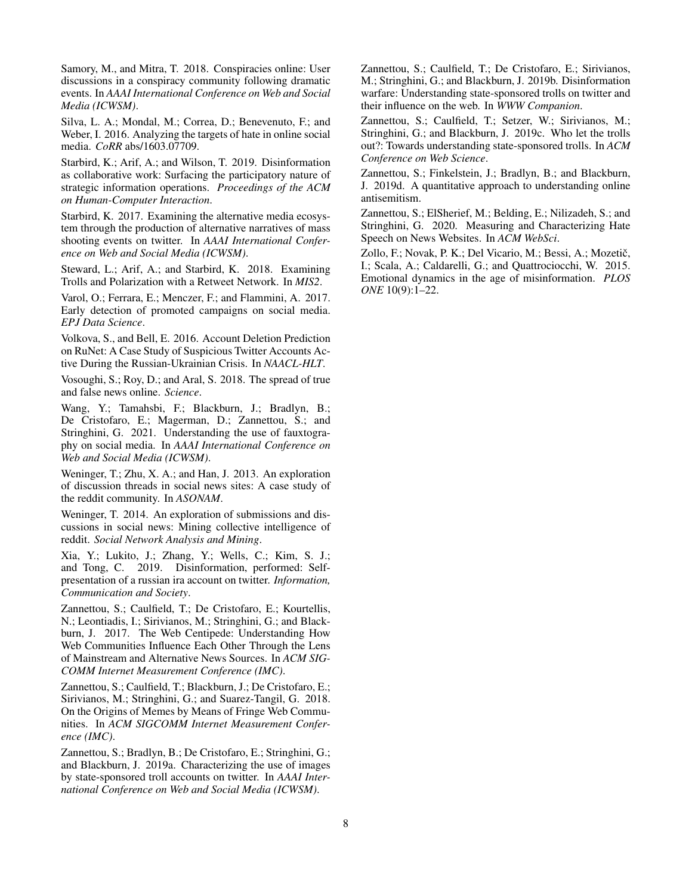Samory, M., and Mitra, T. 2018. Conspiracies online: User discussions in a conspiracy community following dramatic events. In *AAAI International Conference on Web and Social Media (ICWSM)*.

Silva, L. A.; Mondal, M.; Correa, D.; Benevenuto, F.; and Weber, I. 2016. Analyzing the targets of hate in online social media. *CoRR* abs/1603.07709.

Starbird, K.; Arif, A.; and Wilson, T. 2019. Disinformation as collaborative work: Surfacing the participatory nature of strategic information operations. *Proceedings of the ACM on Human-Computer Interaction*.

Starbird, K. 2017. Examining the alternative media ecosystem through the production of alternative narratives of mass shooting events on twitter. In *AAAI International Conference on Web and Social Media (ICWSM)*.

Steward, L.; Arif, A.; and Starbird, K. 2018. Examining Trolls and Polarization with a Retweet Network. In *MIS2*.

Varol, O.; Ferrara, E.; Menczer, F.; and Flammini, A. 2017. Early detection of promoted campaigns on social media. *EPJ Data Science*.

Volkova, S., and Bell, E. 2016. Account Deletion Prediction on RuNet: A Case Study of Suspicious Twitter Accounts Active During the Russian-Ukrainian Crisis. In *NAACL-HLT*.

Vosoughi, S.; Roy, D.; and Aral, S. 2018. The spread of true and false news online. *Science*.

Wang, Y.; Tamahsbi, F.; Blackburn, J.; Bradlyn, B.; De Cristofaro, E.; Magerman, D.; Zannettou, S.; and Stringhini, G. 2021. Understanding the use of fauxtography on social media. In *AAAI International Conference on Web and Social Media (ICWSM)*.

Weninger, T.; Zhu, X. A.; and Han, J. 2013. An exploration of discussion threads in social news sites: A case study of the reddit community. In *ASONAM*.

Weninger, T. 2014. An exploration of submissions and discussions in social news: Mining collective intelligence of reddit. *Social Network Analysis and Mining*.

Xia, Y.; Lukito, J.; Zhang, Y.; Wells, C.; Kim, S. J.; and Tong, C. 2019. Disinformation, performed: Self-presentation of a russian ira account on twitter. *Information, Communication and Society*.

Zannettou, S.; Caulfield, T.; De Cristofaro, E.; Kourtellis, N.; Leontiadis, I.; Sirivianos, M.; Stringhini, G.; and Blackburn, J. 2017. The Web Centipede: Understanding How Web Communities Influence Each Other Through the Lens of Mainstream and Alternative News Sources. In *ACM SIGCOMM Internet Measurement Conference (IMC)*.

Zannettou, S.; Caulfield, T.; Blackburn, J.; De Cristofaro, E.; Sirivianos, M.; Stringhini, G.; and Suarez-Tangil, G. 2018. On the Origins of Memes by Means of Fringe Web Communities. In *ACM SIGCOMM Internet Measurement Conference (IMC)*.

Zannettou, S.; Bradlyn, B.; De Cristofaro, E.; Stringhini, G.; and Blackburn, J. 2019a. Characterizing the use of images by state-sponsored troll accounts on twitter. In *AAAI International Conference on Web and Social Media (ICWSM)*.

Zannettou, S.; Caulfield, T.; De Cristofaro, E.; Sirivianos, M.; Stringhini, G.; and Blackburn, J. 2019b. Disinformation warfare: Understanding state-sponsored trolls on twitter and their influence on the web. In *WWW Companion*.

Zannettou, S.; Caulfield, T.; Setzer, W.; Sirivianos, M.; Stringhini, G.; and Blackburn, J. 2019c. Who let the trolls out?: Towards understanding state-sponsored trolls. In *ACM Conference on Web Science*.

Zannettou, S.; Finkelstein, J.; Bradlyn, B.; and Blackburn, J. 2019d. A quantitative approach to understanding online antisemitism.

Zannettou, S.; ElSherief, M.; Belding, E.; Nilizadeh, S.; and Stringhini, G. 2020. Measuring and Characterizing Hate Speech on News Websites. In *ACM WebSci*.

Zollo, F.; Novak, P. K.; Del Vicario, M.; Bessi, A.; Mozetič, I.; Scala, A.; Caldarelli, G.; and Quattrociocchi, W. 2015. Emotional dynamics in the age of misinformation. *PLOS ONE* 10(9):1–22.